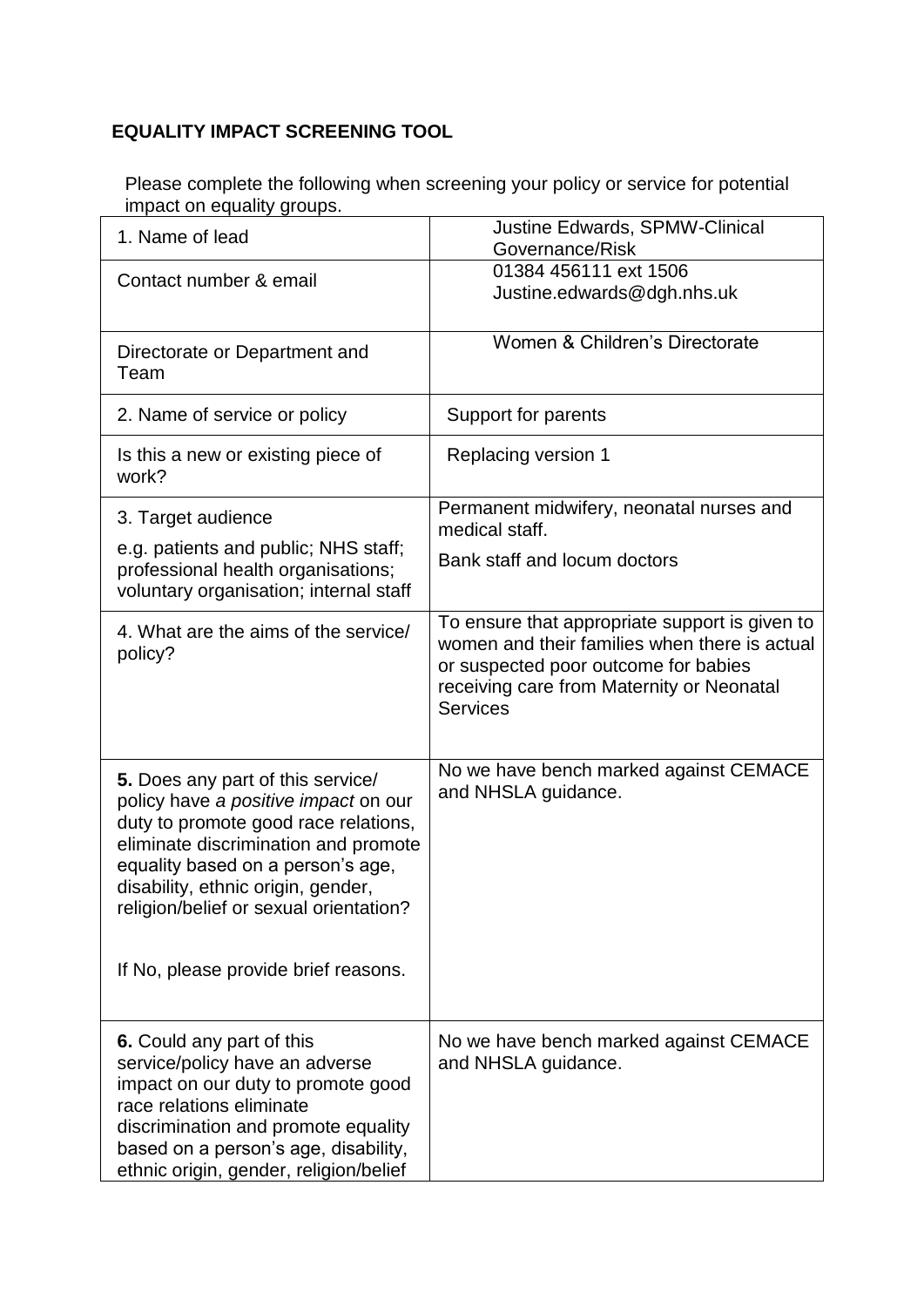## EQUALITY IMPACT SCREENING TOOL

Please complete the following when screening your policy or service for potential impact on equality groups.

| | |
|---|---|
| 1. Name of lead | Justine Edwards, SPMW-Clinical Governance/Risk |
| Contact number & email | 01384 456111 ext 1506<br>Justine.edwards@dgh.nhs.uk |
| Directorate or Department and Team | Women & Children's Directorate |
| 2. Name of service or policy | Support for parents |
| Is this a new or existing piece of work? | Replacing version 1 |
| 3. Target audience<br>e.g. patients and public; NHS staff; professional health organisations; voluntary organisation; internal staff | Permanent midwifery, neonatal nurses and medical staff.<br>Bank staff and locum doctors |
| 4. What are the aims of the service/ policy? | To ensure that appropriate support is given to women and their families when there is actual or suspected poor outcome for babies receiving care from Maternity or Neonatal Services |
| **5.** Does any part of this service/ policy have *a positive impact* on our duty to promote good race relations, eliminate discrimination and promote equality based on a person's age, disability, ethnic origin, gender, religion/belief or sexual orientation?<br><br>If No, please provide brief reasons. | No we have bench marked against CEMACE and NHSLA guidance. |
| **6.** Could any part of this service/policy have an adverse impact on our duty to promote good race relations eliminate discrimination and promote equality based on a person's age, disability, ethnic origin, gender, religion/belief | No we have bench marked against CEMACE and NHSLA guidance. |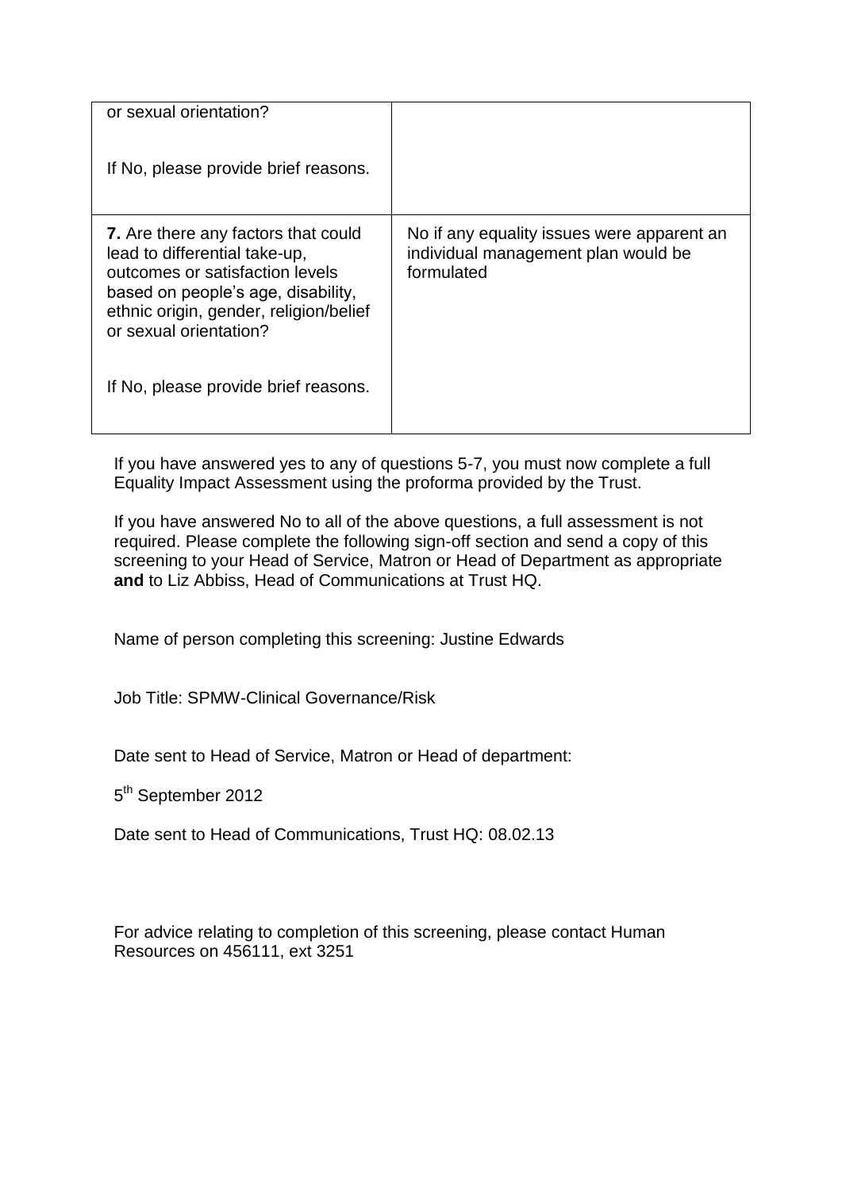| | |
|---|---|
| or sexual orientation?<br><br>If No, please provide brief reasons. | |
| **7.** Are there any factors that could lead to differential take-up, outcomes or satisfaction levels based on people's age, disability, ethnic origin, gender, religion/belief or sexual orientation?<br><br>If No, please provide brief reasons. | No if any equality issues were apparent an individual management plan would be formulated |

If you have answered yes to any of questions 5-7, you must now complete a full Equality Impact Assessment using the proforma provided by the Trust.

If you have answered No to all of the above questions, a full assessment is not required. Please complete the following sign-off section and send a copy of this screening to your Head of Service, Matron or Head of Department as appropriate **and** to Liz Abbiss, Head of Communications at Trust HQ.

Name of person completing this screening: Justine Edwards

Job Title: SPMW-Clinical Governance/Risk

Date sent to Head of Service, Matron or Head of department:

5th September 2012

Date sent to Head of Communications, Trust HQ: 08.02.13

For advice relating to completion of this screening, please contact Human Resources on 456111, ext 3251